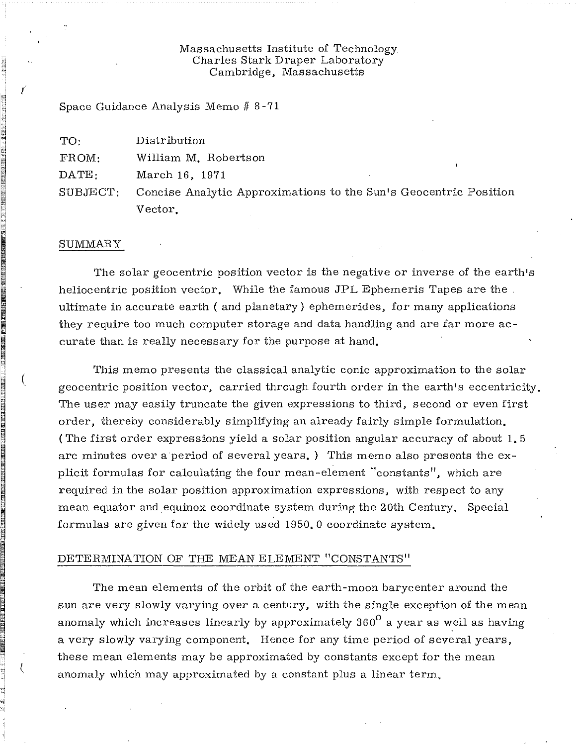Massachusetts Institute of Technology
Charles Stark Draper Laboratory
Cambridge, Massachusetts

Space Guidance Analysis Memo # 8-71

| | |
|---|---|
| TO: | Distribution |
| FROM: | William M. Robertson |
| DATE: | March 16, 1971 |
| SUBJECT: | Concise Analytic Approximations to the Sun's Geocentric Position Vector. |

## SUMMARY

The solar geocentric position vector is the negative or inverse of the earth's heliocentric position vector. While the famous JPL Ephemeris Tapes are the ultimate in accurate earth ( and planetary ) ephemerides, for many applications they require too much computer storage and data handling and are far more accurate than is really necessary for the purpose at hand.

This memo presents the classical analytic conic approximation to the solar geocentric position vector, carried through fourth order in the earth's eccentricity. The user may easily truncate the given expressions to third, second or even first order, thereby considerably simplifying an already fairly simple formulation. ( The first order expressions yield a solar position angular accuracy of about 1.5 arc minutes over a period of several years. ) This memo also presents the explicit formulas for calculating the four mean-element "constants", which are required in the solar position approximation expressions, with respect to any mean equator and equinox coordinate system during the 20th Century. Special formulas are given for the widely used 1950.0 coordinate system.

## DETERMINATION OF THE MEAN ELEMENT "CONSTANTS"

The mean elements of the orbit of the earth-moon barycenter around the sun are very slowly varying over a century, with the single exception of the mean anomaly which increases linearly by approximately $360^{\circ}$ a year as well as having a very slowly varying component. Hence for any time period of several years, these mean elements may be approximated by constants except for the mean anomaly which may approximated by a constant plus a linear term.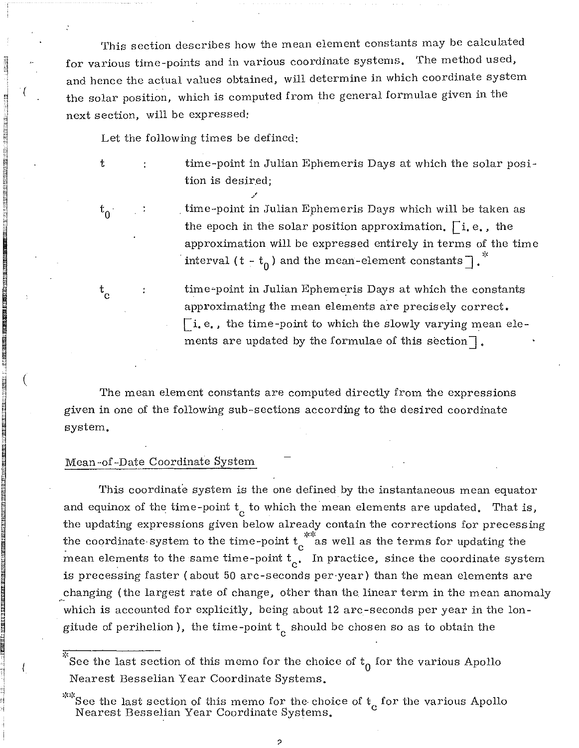This section describes how the mean element constants may be calculated for various time-points and in various coordinate systems. The method used, and hence the actual values obtained, will determine in which coordinate system the solar position, which is computed from the general formulae given in the next section, will be expressed:

Let the following times be defined:

- $t$ : time-point in Julian Ephemeris Days at which the solar position is desired;
- $t_0$ : time-point in Julian Ephemeris Days which will be taken as the epoch in the solar position approximation. [i.e., the approximation will be expressed entirely in terms of the time interval $(t - t_0)$ and the mean-element constants].*
- $t_c$ : time-point in Julian Ephemeris Days at which the constants approximating the mean elements are precisely correct. [i.e., the time-point to which the slowly varying mean elements are updated by the formulae of this section].

The mean element constants are computed directly from the expressions given in one of the following sub-sections according to the desired coordinate system.

## Mean-of-Date Coordinate System

This coordinate system is the one defined by the instantaneous mean equator and equinox of the time-point $t_c$ to which the mean elements are updated. That is, the updating expressions given below already contain the corrections for precessing the coordinate system to the time-point $t_c$** as well as the terms for updating the mean elements to the same time-point $t_c$. In practice, since the coordinate system is precessing faster (about 50 arc-seconds per year) than the mean elements are changing (the largest rate of change, other than the linear term in the mean anomaly which is accounted for explicitly, being about 12 arc-seconds per year in the longitude of perihelion), the time-point $t_c$ should be chosen so as to obtain the

---

*See the last section of this memo for the choice of $t_0$ for the various Apollo Nearest Besselian Year Coordinate Systems.

**See the last section of this memo for the choice of $t_c$ for the various Apollo Nearest Besselian Year Coordinate Systems.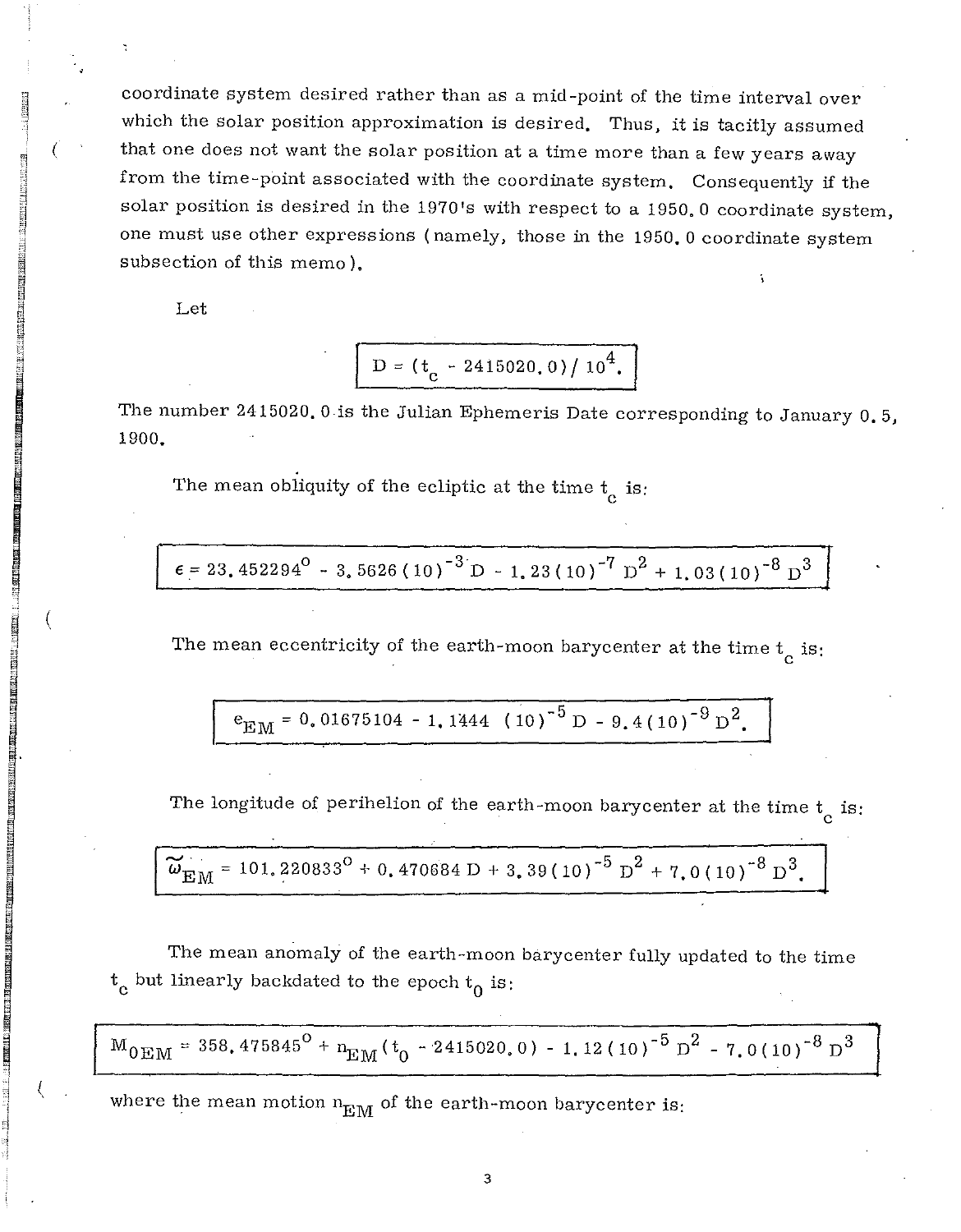coordinate system desired rather than as a mid-point of the time interval over which the solar position approximation is desired. Thus, it is tacitly assumed that one does not want the solar position at a time more than a few years away from the time-point associated with the coordinate system. Consequently if the solar position is desired in the 1970's with respect to a 1950.0 coordinate system, one must use other expressions (namely, those in the 1950.0 coordinate system subsection of this memo).

Let

$$D = (t_c - 2415020.0)/10^4.$$

The number 2415020.0 is the Julian Ephemeris Date corresponding to January 0.5, 1900.

The mean obliquity of the ecliptic at the time $t_c$ is:

$$\epsilon = 23.452294^{\circ} - 3.5626(10)^{-3} D - 1.23(10)^{-7} D^2 + 1.03(10)^{-8} D^3$$

The mean eccentricity of the earth-moon barycenter at the time $t_c$ is:

$$e_{EM} = 0.01675104 - 1.1444\ (10)^{-5} D - 9.4(10)^{-9} D^2.$$

The longitude of perihelion of the earth-moon barycenter at the time $t_c$ is:

$$\tilde{\omega}_{EM} = 101.220833^{\circ} + 0.470684\, D + 3.39(10)^{-5} D^2 + 7.0(10)^{-8} D^3.$$

The mean anomaly of the earth-moon barycenter fully updated to the time $t_c$ but linearly backdated to the epoch $t_0$ is:

$$M_{0EM} = 358.475845^{\circ} + n_{EM}(t_0 - 2415020.0) - 1.12(10)^{-5} D^2 - 7.0(10)^{-8} D^3$$

where the mean motion $n_{EM}$ of the earth-moon barycenter is: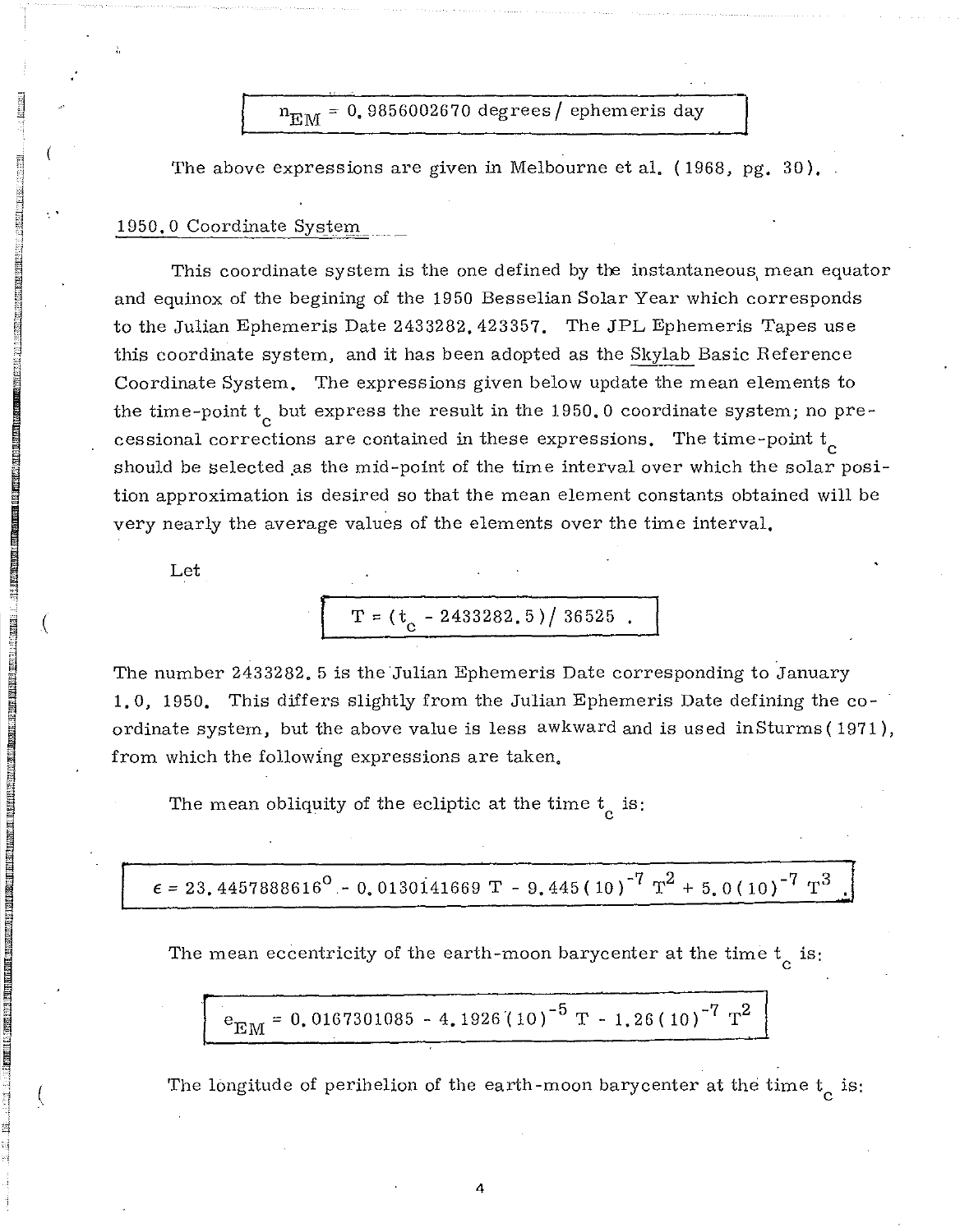$$n_{EM} = 0.9856002670 \text{ degrees/ ephemeris day}$$

The above expressions are given in Melbourne et al. (1968, pg. 30).

## 1950.0 Coordinate System

This coordinate system is the one defined by the instantaneous mean equator and equinox of the begining of the 1950 Besselian Solar Year which corresponds to the Julian Ephemeris Date 2433282.423357. The JPL Ephemeris Tapes use this coordinate system, and it has been adopted as the Skylab Basic Reference Coordinate System. The expressions given below update the mean elements to the time-point $t_c$ but express the result in the 1950.0 coordinate system; no precessional corrections are contained in these expressions. The time-point $t_c$ should be selected as the mid-point of the time interval over which the solar position approximation is desired so that the mean element constants obtained will be very nearly the average values of the elements over the time interval.

Let

$$T = (t_c - 2433282.5)/ 36525 \ .$$

The number 2433282.5 is the Julian Ephemeris Date corresponding to January 1.0, 1950. This differs slightly from the Julian Ephemeris Date defining the coordinate system, but the above value is less awkward and is used in Sturms (1971), from which the following expressions are taken.

The mean obliquity of the ecliptic at the time $t_c$ is:

$$\epsilon = 23.4457888616^{\circ} - 0.0130141669\,T - 9.445(10)^{-7}\,T^2 + 5.0(10)^{-7}\,T^3 \ .$$

The mean eccentricity of the earth-moon barycenter at the time $t_c$ is:

$$e_{EM} = 0.0167301085 - 4.1926(10)^{-5}\,T - 1.26(10)^{-7}\,T^2$$

The longitude of perihelion of the earth-moon barycenter at the time $t_c$ is: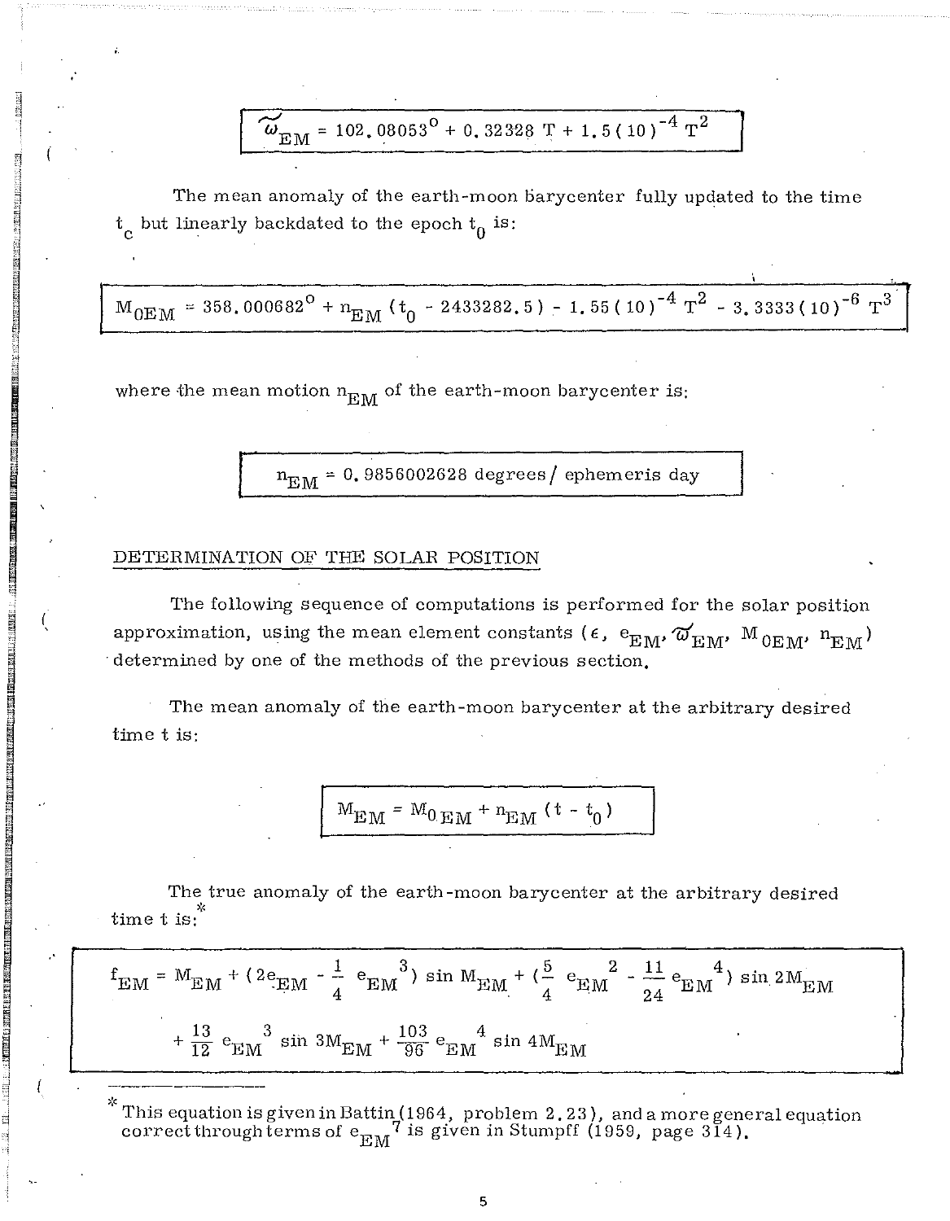$$\tilde{\omega}_{EM} = 102.08053^\circ + 0.32328\ T + 1.5(10)^{-4}\ T^2$$

The mean anomaly of the earth-moon barycenter fully updated to the time $t_c$ but linearly backdated to the epoch $t_0$ is:

$$M_{0EM} = 358.000682^\circ + n_{EM}(t_0 - 2433282.5) - 1.55(10)^{-4}\ T^2 - 3.3333(10)^{-6}\ T^3$$

where the mean motion $n_{EM}$ of the earth-moon barycenter is:

$$n_{EM} = 0.9856002628 \text{ degrees/ ephemeris day}$$

## DETERMINATION OF THE SOLAR POSITION

The following sequence of computations is performed for the solar position approximation, using the mean element constants ($\epsilon$, $e_{EM}$, $\tilde{\omega}_{EM}$, $M_{0EM}$, $n_{EM}$) determined by one of the methods of the previous section.

The mean anomaly of the earth-moon barycenter at the arbitrary desired time t is:

$$M_{EM} = M_{0EM} + n_{EM}(t - t_0)$$

The true anomaly of the earth-moon barycenter at the arbitrary desired time t is:*

$$f_{EM} = M_{EM} + (2e_{EM} - \frac{1}{4} e_{EM}^3) \sin M_{EM} + (\frac{5}{4} e_{EM}^2 - \frac{11}{24} e_{EM}^4) \sin 2M_{EM} + \frac{13}{12} e_{EM}^3 \sin 3M_{EM} + \frac{103}{96} e_{EM}^4 \sin 4M_{EM}$$

---

\* This equation is given in Battin (1964, problem 2.23), and a more general equation correct through terms of $e_{EM}^7$ is given in Stumpff (1959, page 314).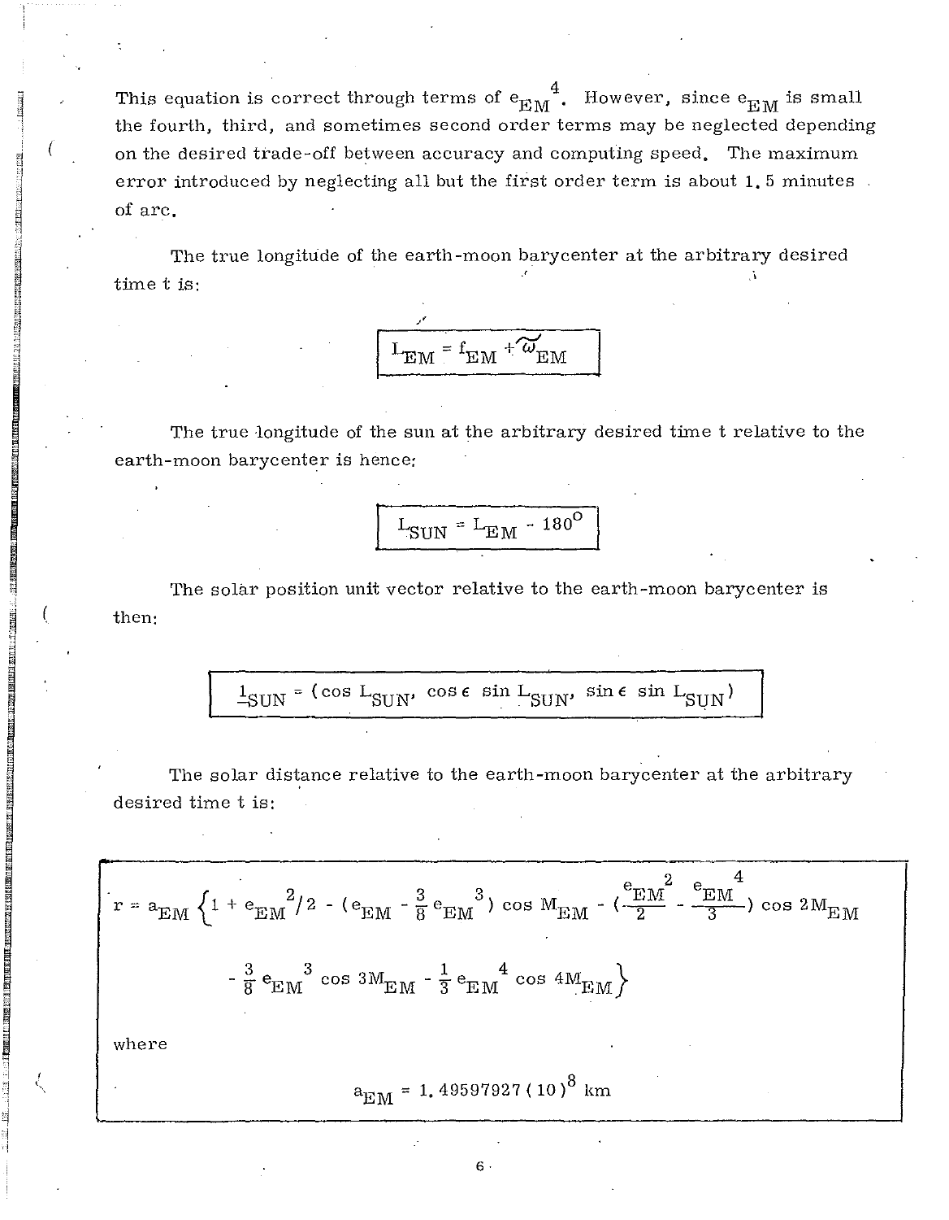This equation is correct through terms of $e_{EM}^4$. However, since $e_{EM}$ is small the fourth, third, and sometimes second order terms may be neglected depending on the desired trade-off between accuracy and computing speed. The maximum error introduced by neglecting all but the first order term is about 1.5 minutes of arc.

The true longitude of the earth-moon barycenter at the arbitrary desired time t is:

$$L_{EM} = f_{EM} + \tilde{\omega}_{EM}$$

The true longitude of the sun at the arbitrary desired time t relative to the earth-moon barycenter is hence:

$$L_{SUN} = L_{EM} - 180^{\circ}$$

The solar position unit vector relative to the earth-moon barycenter is then:

$$\underline{1}_{SUN} = (\cos L_{SUN},\ \cos\epsilon\ \sin L_{SUN},\ \sin\epsilon\ \sin L_{SUN})$$

The solar distance relative to the earth-moon barycenter at the arbitrary desired time t is:

$$r = a_{EM} \left\{ 1 + e_{EM}^2/2 - (e_{EM} - \frac{3}{8} e_{EM}^3) \cos M_{EM} - (\frac{e_{EM}^2}{2} - \frac{e_{EM}^4}{3}) \cos 2M_{EM} - \frac{3}{8} e_{EM}^3 \cos 3M_{EM} - \frac{1}{3} e_{EM}^4 \cos 4M_{EM} \right\}$$

where

$$a_{EM} = 1.49597927 (10)^8 \text{ km}$$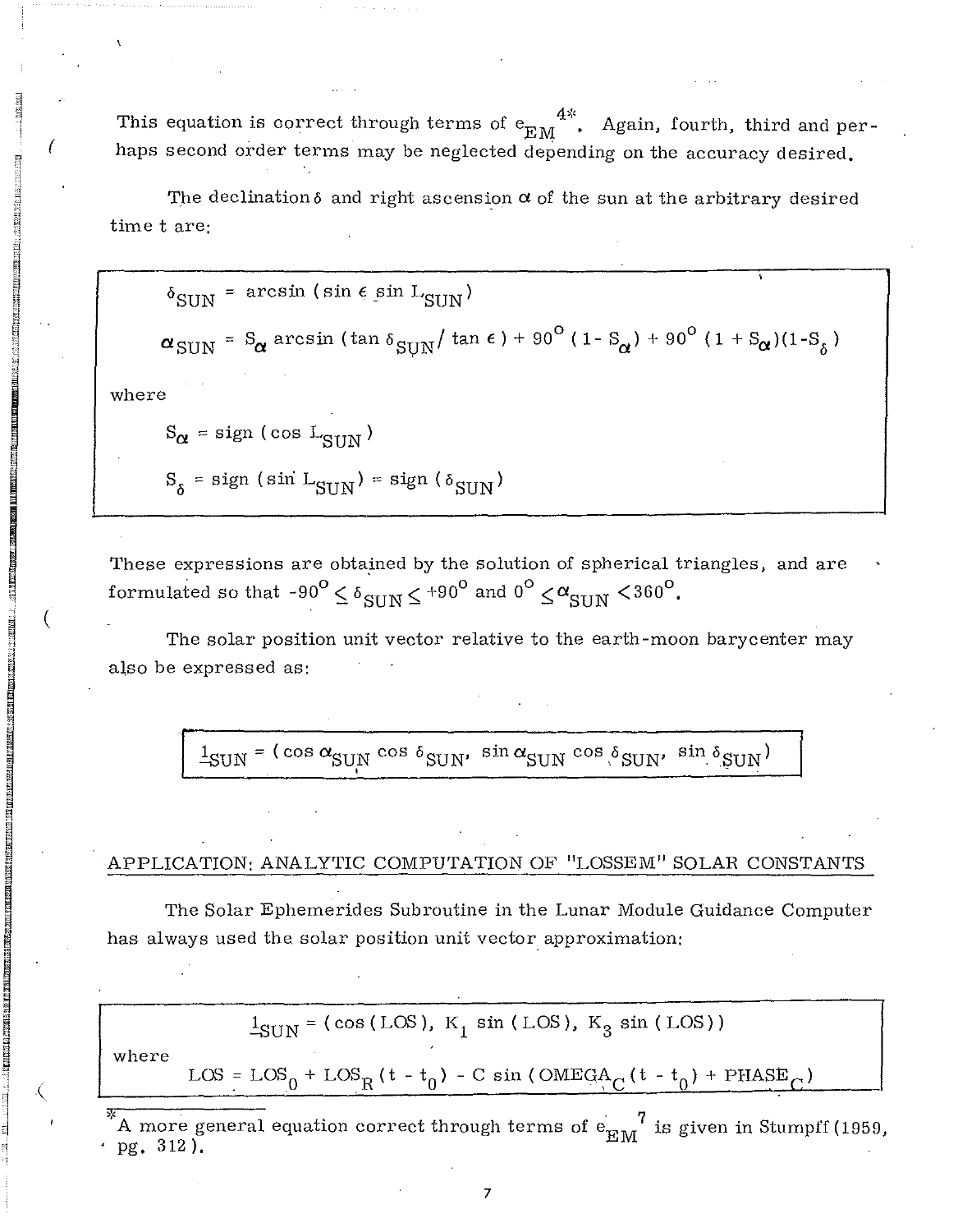This equation is correct through terms of $e_{EM}^{4}$*. Again, fourth, third and perhaps second order terms may be neglected depending on the accuracy desired.

The declination $\delta$ and right ascension $\alpha$ of the sun at the arbitrary desired time t are:

$$\delta_{SUN} = \arcsin(\sin\epsilon \sin L_{SUN})$$

$$\alpha_{SUN} = S_{\alpha} \arcsin(\tan\delta_{SUN}/\tan\epsilon) + 90^{\circ}(1 - S_{\alpha}) + 90^{\circ}(1 + S_{\alpha})(1 - S_{\delta})$$

where

$$S_{\alpha} = \text{sign}(\cos L_{SUN})$$

$$S_{\delta} = \text{sign}(\sin L_{SUN}) = \text{sign}(\delta_{SUN})$$

These expressions are obtained by the solution of spherical triangles, and are formulated so that $-90^{\circ} \leq \delta_{SUN} \leq +90^{\circ}$ and $0^{\circ} \leq \alpha_{SUN} < 360^{\circ}$.

The solar position unit vector relative to the earth-moon barycenter may also be expressed as:

$$\underline{1}_{SUN} = (\cos\alpha_{SUN}\cos\delta_{SUN},\ \sin\alpha_{SUN}\cos\delta_{SUN},\ \sin\delta_{SUN})$$

## APPLICATION: ANALYTIC COMPUTATION OF "LOSSEM" SOLAR CONSTANTS

The Solar Ephemerides Subroutine in the Lunar Module Guidance Computer has always used the solar position unit vector approximation:

$$\underline{1}_{SUN} = (\cos(\text{LOS}),\ K_1 \sin(\text{LOS}),\ K_3 \sin(\text{LOS}))$$

where

$$\text{LOS} = \text{LOS}_0 + \text{LOS}_R(t - t_0) - C\sin(\text{OMEGA}_C(t - t_0) + \text{PHASE}_C)$$

*A more general equation correct through terms of $e_{EM}^{7}$ is given in Stumpff (1959, pg. 312).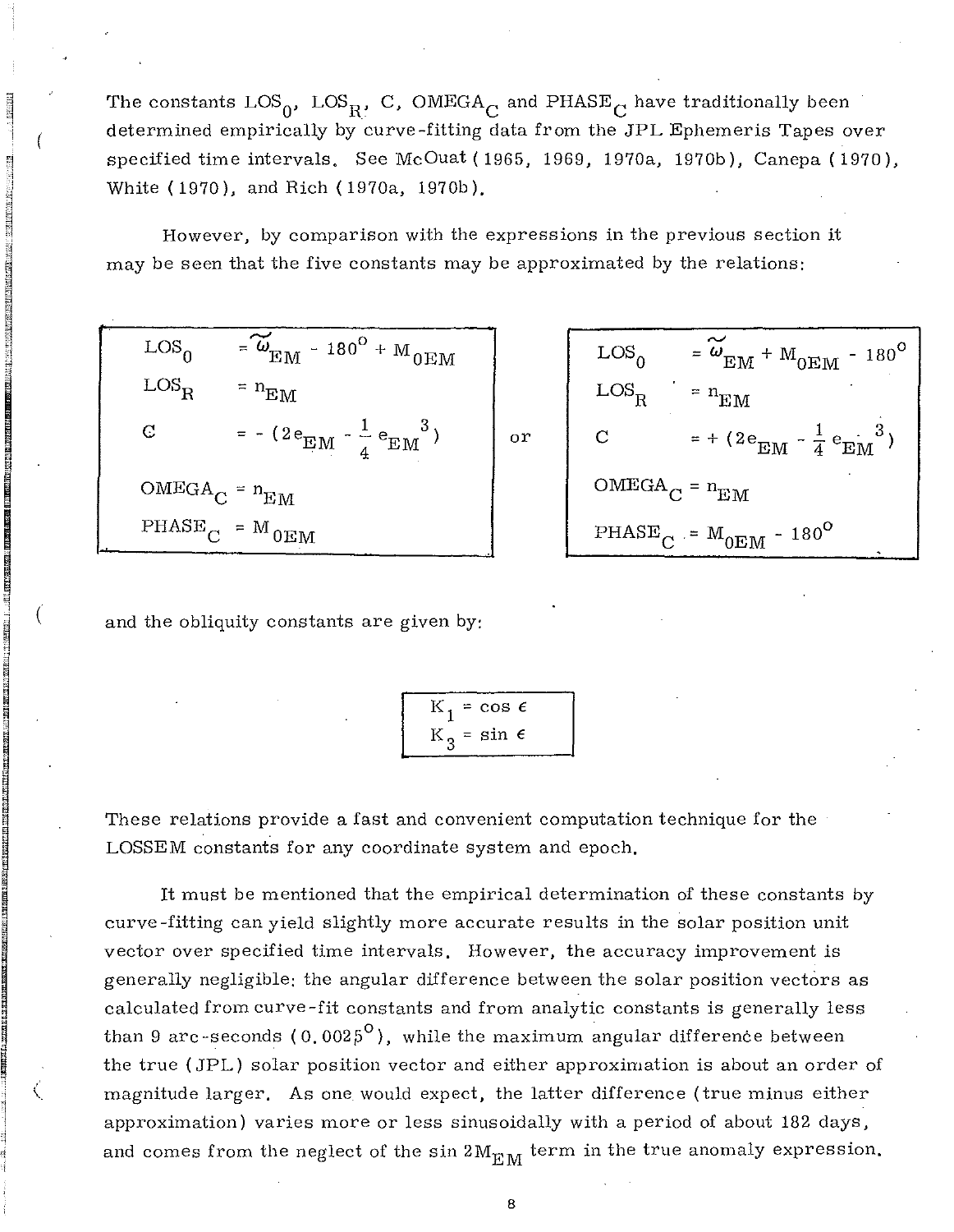The constants $LOS_0$, $LOS_R$, C, $OMEGA_C$ and $PHASE_C$ have traditionally been determined empirically by curve-fitting data from the JPL Ephemeris Tapes over specified time intervals. See McOuat (1965, 1969, 1970a, 1970b), Canepa (1970), White (1970), and Rich (1970a, 1970b).

However, by comparison with the expressions in the previous section it may be seen that the five constants may be approximated by the relations:

$$
\begin{aligned}
LOS_0 &= \tilde{\omega}_{EM} - 180^\circ + M_{0EM} \\
LOS_R &= n_{EM} \\
C &= -\left(2e_{EM} - \frac{1}{4}e_{EM}^{3}\right) \\
OMEGA_C &= n_{EM} \\
PHASE_C &= M_{0EM}
\end{aligned}
$$

or

$$
\begin{aligned}
LOS_0 &= \tilde{\omega}_{EM} + M_{0EM} - 180^\circ \\
LOS_R &= n_{EM} \\
C &= +\left(2e_{EM} - \frac{1}{4}e_{EM}^{3}\right) \\
OMEGA_C &= n_{EM} \\
PHASE_C &= M_{0EM} - 180^\circ
\end{aligned}
$$

and the obliquity constants are given by:

$$
\begin{aligned}
K_1 &= \cos \epsilon \\
K_3 &= \sin \epsilon
\end{aligned}
$$

These relations provide a fast and convenient computation technique for the LOSSEM constants for any coordinate system and epoch.

It must be mentioned that the empirical determination of these constants by curve-fitting can yield slightly more accurate results in the solar position unit vector over specified time intervals. However, the accuracy improvement is generally negligible: the angular difference between the solar position vectors as calculated from curve-fit constants and from analytic constants is generally less than 9 arc-seconds ($0.0025^\circ$), while the maximum angular difference between the true (JPL) solar position vector and either approximation is about an order of magnitude larger. As one would expect, the latter difference (true minus either approximation) varies more or less sinusoidally with a period of about 182 days, and comes from the neglect of the $\sin 2M_{EM}$ term in the true anomaly expression.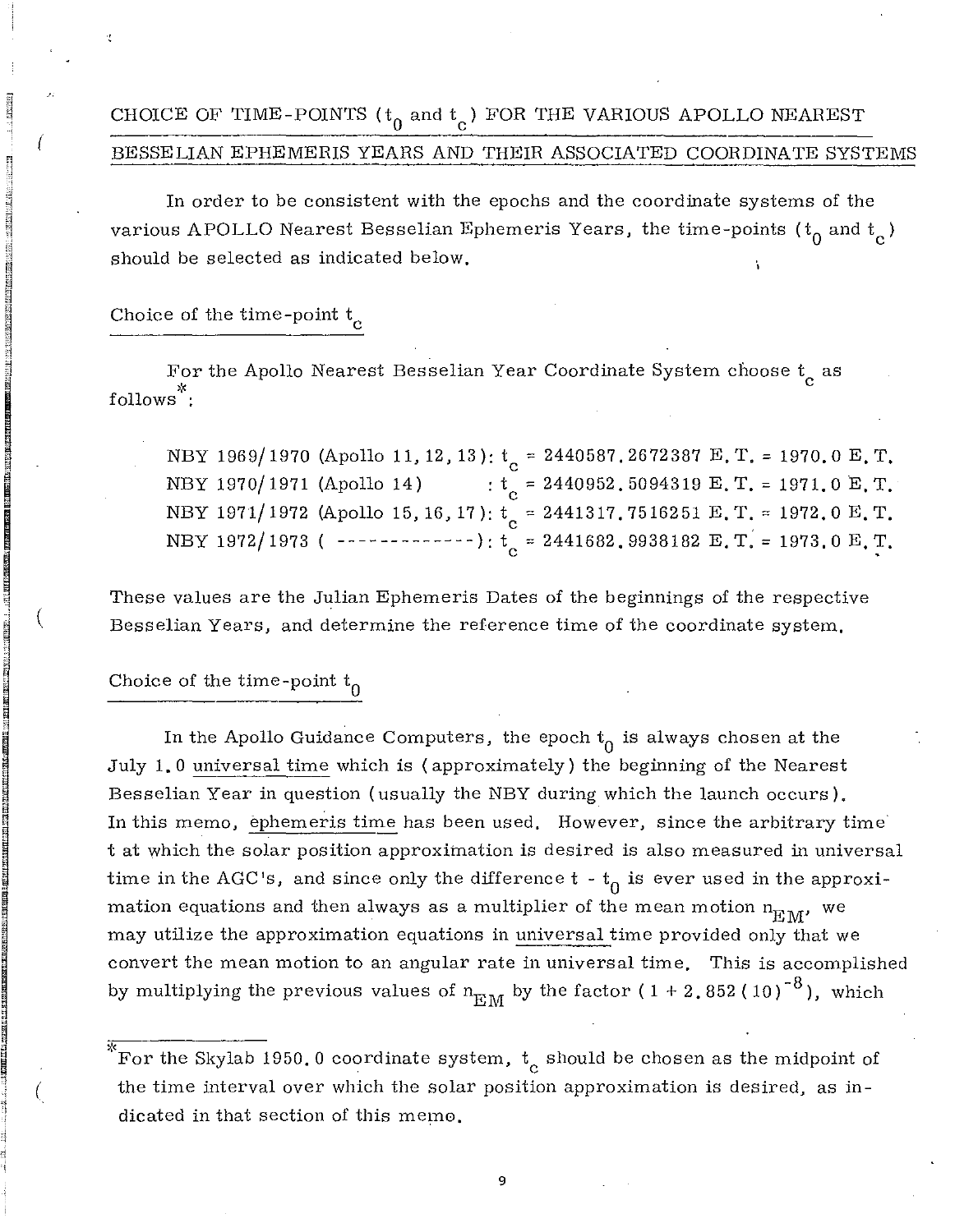## CHOICE OF TIME-POINTS ($t_0$ and $t_c$) FOR THE VARIOUS APOLLO NEAREST BESSELIAN EPHEMERIS YEARS AND THEIR ASSOCIATED COORDINATE SYSTEMS

In order to be consistent with the epochs and the coordinate systems of the various APOLLO Nearest Besselian Ephemeris Years, the time-points ($t_0$ and $t_c$) should be selected as indicated below.

### Choice of the time-point $t_c$

For the Apollo Nearest Besselian Year Coordinate System choose $t_c$ as follows*:

NBY 1969/1970 (Apollo 11, 12, 13): $t_c$ = 2440587.2672387 E.T. = 1970.0 E.T.
NBY 1970/1971 (Apollo 14) : $t_c$ = 2440952.5094319 E.T. = 1971.0 E.T.
NBY 1971/1972 (Apollo 15, 16, 17): $t_c$ = 2441317.7516251 E.T. = 1972.0 E.T.
NBY 1972/1973 ( ------------- ): $t_c$ = 2441682.9938182 E.T. = 1973.0 E.T.

These values are the Julian Ephemeris Dates of the beginnings of the respective Besselian Years, and determine the reference time of the coordinate system.

### Choice of the time-point $t_0$

In the Apollo Guidance Computers, the epoch $t_0$ is always chosen at the July 1.0 universal time which is (approximately) the beginning of the Nearest Besselian Year in question (usually the NBY during which the launch occurs). In this memo, ephemeris time has been used. However, since the arbitrary time t at which the solar position approximation is desired is also measured in universal time in the AGC's, and since only the difference $t - t_0$ is ever used in the approximation equations and then always as a multiplier of the mean motion $n_{EM}$, we may utilize the approximation equations in universal time provided only that we convert the mean motion to an angular rate in universal time. This is accomplished by multiplying the previous values of $n_{EM}$ by the factor $(1 + 2.852(10)^{-8})$, which

*For the Skylab 1950.0 coordinate system, $t_c$ should be chosen as the midpoint of the time interval over which the solar position approximation is desired, as indicated in that section of this memo.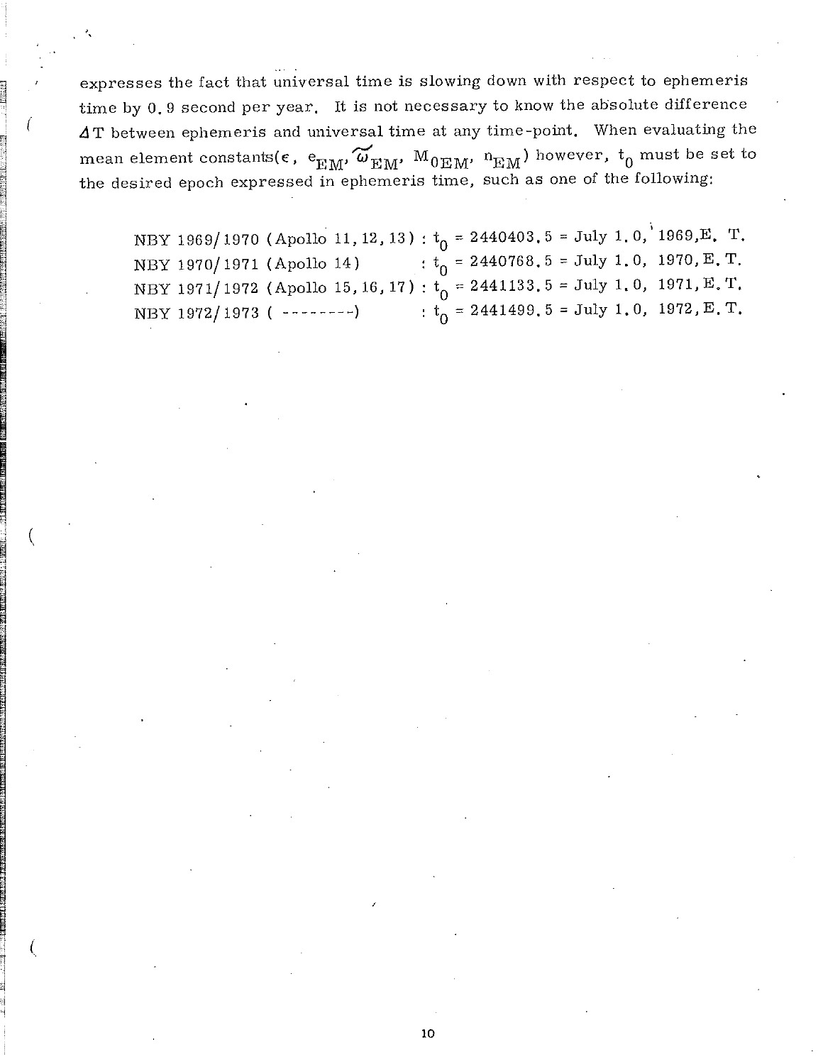expresses the fact that universal time is slowing down with respect to ephemeris time by 0.9 second per year. It is not necessary to know the absolute difference $\Delta T$ between ephemeris and universal time at any time-point. When evaluating the mean element constants($\epsilon$, $e_{EM}$, $\tilde{\omega}_{EM}$, $M_{0EM}$, $n_{EM}$) however, $t_0$ must be set to the desired epoch expressed in ephemeris time, such as one of the following:

NBY 1969/1970 (Apollo 11, 12, 13) : $t_0$ = 2440403.5 = July 1.0, 1969, E. T.
NBY 1970/1971 (Apollo 14) : $t_0$ = 2440768.5 = July 1.0, 1970, E. T.
NBY 1971/1972 (Apollo 15, 16, 17) : $t_0$ = 2441133.5 = July 1.0, 1971, E. T.
NBY 1972/1973 ( --------) : $t_0$ = 2441499.5 = July 1.0, 1972, E. T.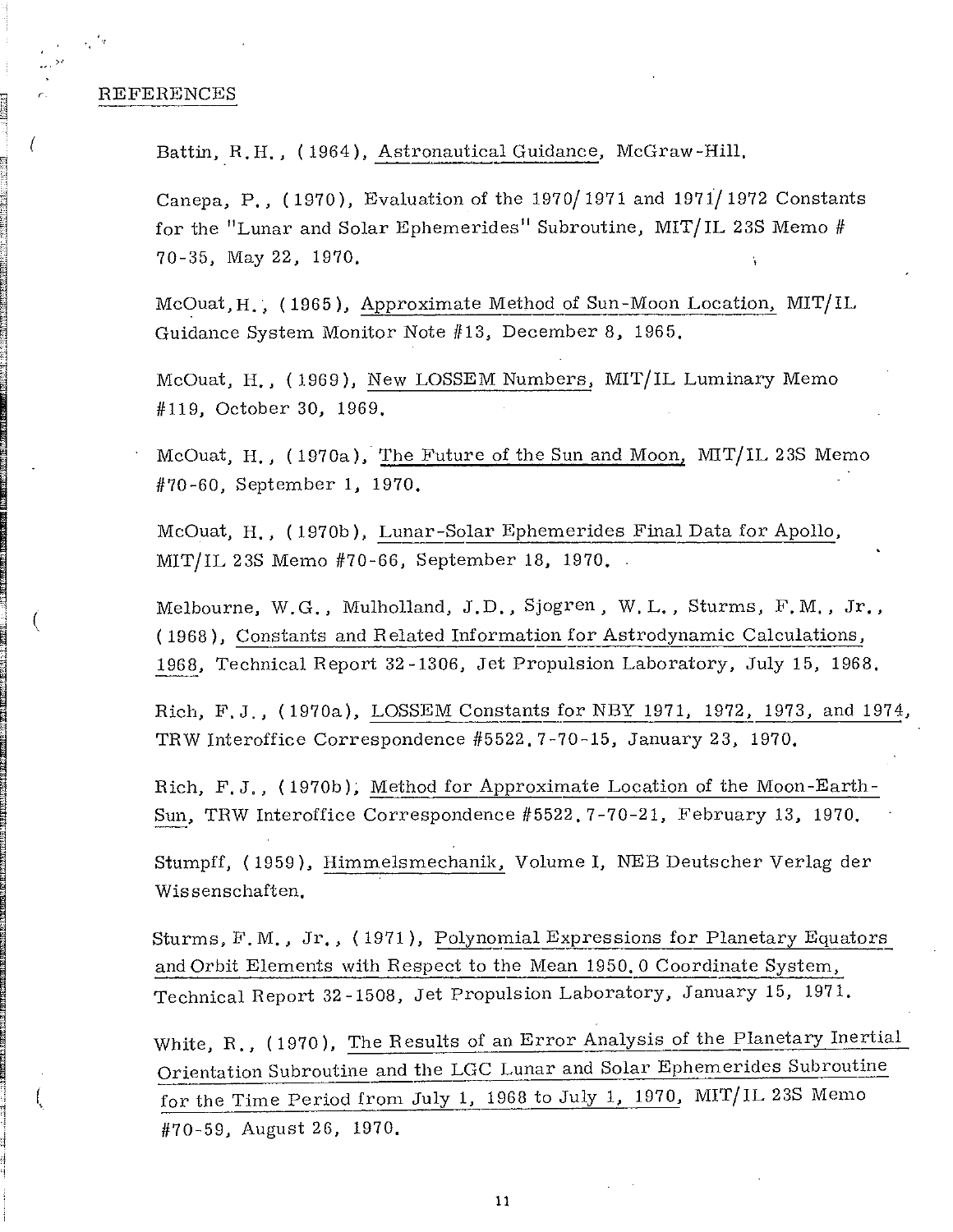## REFERENCES

Battin, R.H., (1964), Astronautical Guidance, McGraw-Hill.

Canepa, P., (1970), Evaluation of the 1970/1971 and 1971/1972 Constants for the "Lunar and Solar Ephemerides" Subroutine, MIT/IL 23S Memo # 70-35, May 22, 1970.

McOuat, H., (1965), Approximate Method of Sun-Moon Location, MIT/IL Guidance System Monitor Note #13, December 8, 1965.

McOuat, H., (1969), New LOSSEM Numbers, MIT/IL Luminary Memo #119, October 30, 1969.

McOuat, H., (1970a), The Future of the Sun and Moon, MIT/IL 23S Memo #70-60, September 1, 1970.

McOuat, H., (1970b), Lunar-Solar Ephemerides Final Data for Apollo, MIT/IL 23S Memo #70-66, September 18, 1970.

Melbourne, W.G., Mulholland, J.D., Sjogren, W.L., Sturms, F.M., Jr., (1968), Constants and Related Information for Astrodynamic Calculations, 1968, Technical Report 32-1306, Jet Propulsion Laboratory, July 15, 1968.

Rich, F.J., (1970a), LOSSEM Constants for NBY 1971, 1972, 1973, and 1974, TRW Interoffice Correspondence #5522.7-70-15, January 23, 1970.

Rich, F.J., (1970b), Method for Approximate Location of the Moon-Earth-Sun, TRW Interoffice Correspondence #5522.7-70-21, February 13, 1970.

Stumpff, (1959), Himmelsmechanik, Volume I, NEB Deutscher Verlag der Wissenschaften.

Sturms, F.M., Jr., (1971), Polynomial Expressions for Planetary Equators and Orbit Elements with Respect to the Mean 1950.0 Coordinate System, Technical Report 32-1508, Jet Propulsion Laboratory, January 15, 1971.

White, R., (1970), The Results of an Error Analysis of the Planetary Inertial Orientation Subroutine and the LGC Lunar and Solar Ephemerides Subroutine for the Time Period from July 1, 1968 to July 1, 1970, MIT/IL 23S Memo #70-59, August 26, 1970.